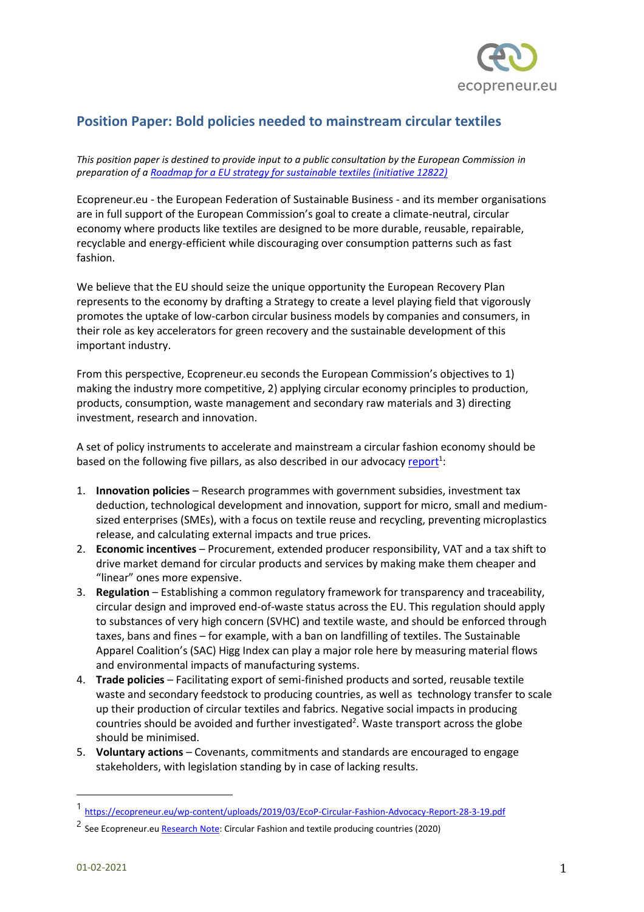## Position Paper: Bold policies needed to mainstream circular textiles

*This position paper is destined to provide input to a public consultation by the European Commission in preparation of a [Roadmap for a EU strategy for sustainable textiles (initiative 12822)](#)*

Ecopreneur.eu - the European Federation of Sustainable Business - and its member organisations are in full support of the European Commission's goal to create a climate-neutral, circular economy where products like textiles are designed to be more durable, reusable, repairable, recyclable and energy-efficient while discouraging over consumption patterns such as fast fashion.

We believe that the EU should seize the unique opportunity the European Recovery Plan represents to the economy by drafting a Strategy to create a level playing field that vigorously promotes the uptake of low-carbon circular business models by companies and consumers, in their role as key accelerators for green recovery and the sustainable development of this important industry.

From this perspective, Ecopreneur.eu seconds the European Commission's objectives to 1) making the industry more competitive, 2) applying circular economy principles to production, products, consumption, waste management and secondary raw materials and 3) directing investment, research and innovation.

A set of policy instruments to accelerate and mainstream a circular fashion economy should be based on the following five pillars, as also described in our advocacy report[1]:

1. **Innovation policies** – Research programmes with government subsidies, investment tax deduction, technological development and innovation, support for micro, small and medium-sized enterprises (SMEs), with a focus on textile reuse and recycling, preventing microplastics release, and calculating external impacts and true prices.
2. **Economic incentives** – Procurement, extended producer responsibility, VAT and a tax shift to drive market demand for circular products and services by making make them cheaper and "linear" ones more expensive.
3. **Regulation** – Establishing a common regulatory framework for transparency and traceability, circular design and improved end-of-waste status across the EU. This regulation should apply to substances of very high concern (SVHC) and textile waste, and should be enforced through taxes, bans and fines – for example, with a ban on landfilling of textiles. The Sustainable Apparel Coalition's (SAC) Higg Index can play a major role here by measuring material flows and environmental impacts of manufacturing systems.
4. **Trade policies** – Facilitating export of semi-finished products and sorted, reusable textile waste and secondary feedstock to producing countries, as well as technology transfer to scale up their production of circular textiles and fabrics. Negative social impacts in producing countries should be avoided and further investigated[2]. Waste transport across the globe should be minimised.
5. **Voluntary actions** – Covenants, commitments and standards are encouraged to engage stakeholders, with legislation standing by in case of lacking results.

---

[1] https://ecopreneur.eu/wp-content/uploads/2019/03/EcoP-Circular-Fashion-Advocacy-Report-28-3-19.pdf

[2] See Ecopreneur.eu Research Note: Circular Fashion and textile producing countries (2020)

01-02-2021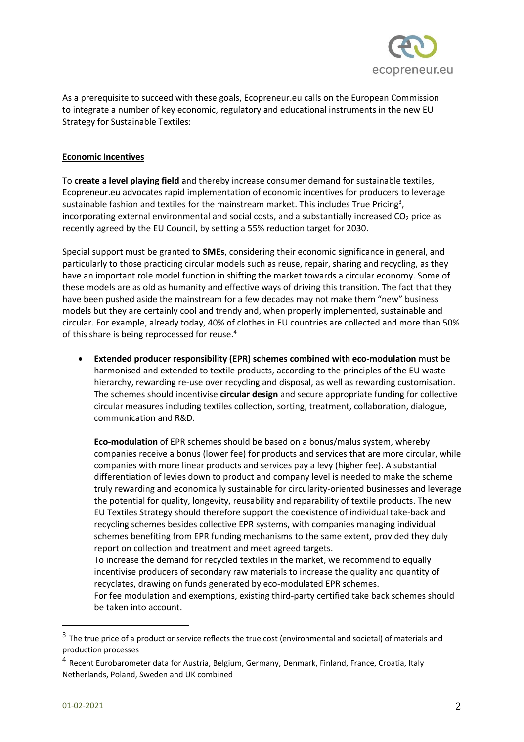As a prerequisite to succeed with these goals, Ecopreneur.eu calls on the European Commission to integrate a number of key economic, regulatory and educational instruments in the new EU Strategy for Sustainable Textiles:

## Economic Incentives

To **create a level playing field** and thereby increase consumer demand for sustainable textiles, Ecopreneur.eu advocates rapid implementation of economic incentives for producers to leverage sustainable fashion and textiles for the mainstream market. This includes True Pricing[3], incorporating external environmental and social costs, and a substantially increased $CO_2$ price as recently agreed by the EU Council, by setting a 55% reduction target for 2030.

Special support must be granted to **SMEs**, considering their economic significance in general, and particularly to those practicing circular models such as reuse, repair, sharing and recycling, as they have an important role model function in shifting the market towards a circular economy. Some of these models are as old as humanity and effective ways of driving this transition. The fact that they have been pushed aside the mainstream for a few decades may not make them "new" business models but they are certainly cool and trendy and, when properly implemented, sustainable and circular. For example, already today, 40% of clothes in EU countries are collected and more than 50% of this share is being reprocessed for reuse.[4]

- **Extended producer responsibility (EPR) schemes combined with eco-modulation** must be harmonised and extended to textile products, according to the principles of the EU waste hierarchy, rewarding re-use over recycling and disposal, as well as rewarding customisation. The schemes should incentivise **circular design** and secure appropriate funding for collective circular measures including textiles collection, sorting, treatment, collaboration, dialogue, communication and R&D.

  **Eco-modulation** of EPR schemes should be based on a bonus/malus system, whereby companies receive a bonus (lower fee) for products and services that are more circular, while companies with more linear products and services pay a levy (higher fee). A substantial differentiation of levies down to product and company level is needed to make the scheme truly rewarding and economically sustainable for circularity-oriented businesses and leverage the potential for quality, longevity, reusability and reparability of textile products. The new EU Textiles Strategy should therefore support the coexistence of individual take-back and recycling schemes besides collective EPR systems, with companies managing individual schemes benefiting from EPR funding mechanisms to the same extent, provided they duly report on collection and treatment and meet agreed targets.
  To increase the demand for recycled textiles in the market, we recommend to equally incentivise producers of secondary raw materials to increase the quality and quantity of recyclates, drawing on funds generated by eco-modulated EPR schemes.
  For fee modulation and exemptions, existing third-party certified take back schemes should be taken into account.

---

[3] The true price of a product or service reflects the true cost (environmental and societal) of materials and production processes

[4] Recent Eurobarometer data for Austria, Belgium, Germany, Denmark, Finland, France, Croatia, Italy Netherlands, Poland, Sweden and UK combined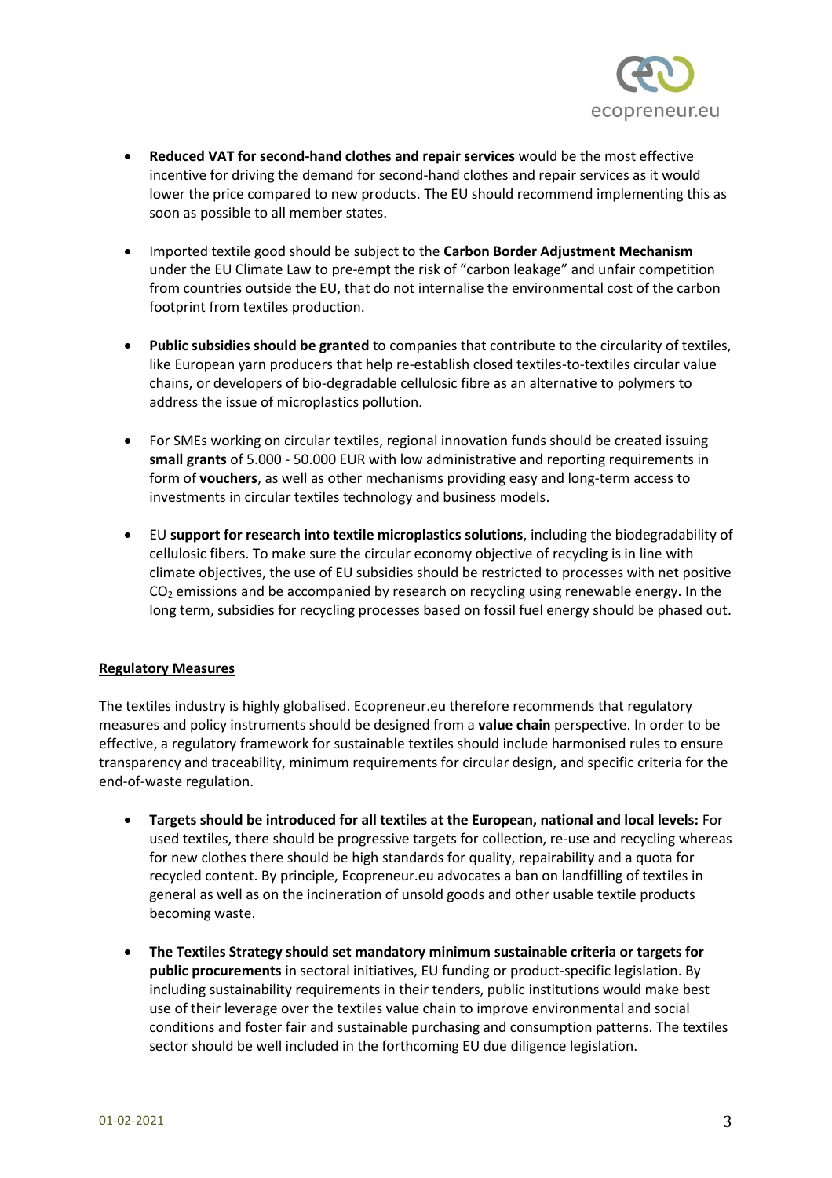- **Reduced VAT for second-hand clothes and repair services** would be the most effective incentive for driving the demand for second-hand clothes and repair services as it would lower the price compared to new products. The EU should recommend implementing this as soon as possible to all member states.

- Imported textile good should be subject to the **Carbon Border Adjustment Mechanism** under the EU Climate Law to pre-empt the risk of "carbon leakage" and unfair competition from countries outside the EU, that do not internalise the environmental cost of the carbon footprint from textiles production.

- **Public subsidies should be granted** to companies that contribute to the circularity of textiles, like European yarn producers that help re-establish closed textiles-to-textiles circular value chains, or developers of bio-degradable cellulosic fibre as an alternative to polymers to address the issue of microplastics pollution.

- For SMEs working on circular textiles, regional innovation funds should be created issuing **small grants** of 5.000 - 50.000 EUR with low administrative and reporting requirements in form of **vouchers**, as well as other mechanisms providing easy and long-term access to investments in circular textiles technology and business models.

- EU **support for research into textile microplastics solutions**, including the biodegradability of cellulosic fibers. To make sure the circular economy objective of recycling is in line with climate objectives, the use of EU subsidies should be restricted to processes with net positive $CO_2$ emissions and be accompanied by research on recycling using renewable energy. In the long term, subsidies for recycling processes based on fossil fuel energy should be phased out.

**Regulatory Measures**

The textiles industry is highly globalised. Ecopreneur.eu therefore recommends that regulatory measures and policy instruments should be designed from a **value chain** perspective. In order to be effective, a regulatory framework for sustainable textiles should include harmonised rules to ensure transparency and traceability, minimum requirements for circular design, and specific criteria for the end-of-waste regulation.

- **Targets should be introduced for all textiles at the European, national and local levels:** For used textiles, there should be progressive targets for collection, re-use and recycling whereas for new clothes there should be high standards for quality, repairability and a quota for recycled content. By principle, Ecopreneur.eu advocates a ban on landfilling of textiles in general as well as on the incineration of unsold goods and other usable textile products becoming waste.

- **The Textiles Strategy should set mandatory minimum sustainable criteria or targets for public procurements** in sectoral initiatives, EU funding or product-specific legislation. By including sustainability requirements in their tenders, public institutions would make best use of their leverage over the textiles value chain to improve environmental and social conditions and foster fair and sustainable purchasing and consumption patterns. The textiles sector should be well included in the forthcoming EU due diligence legislation.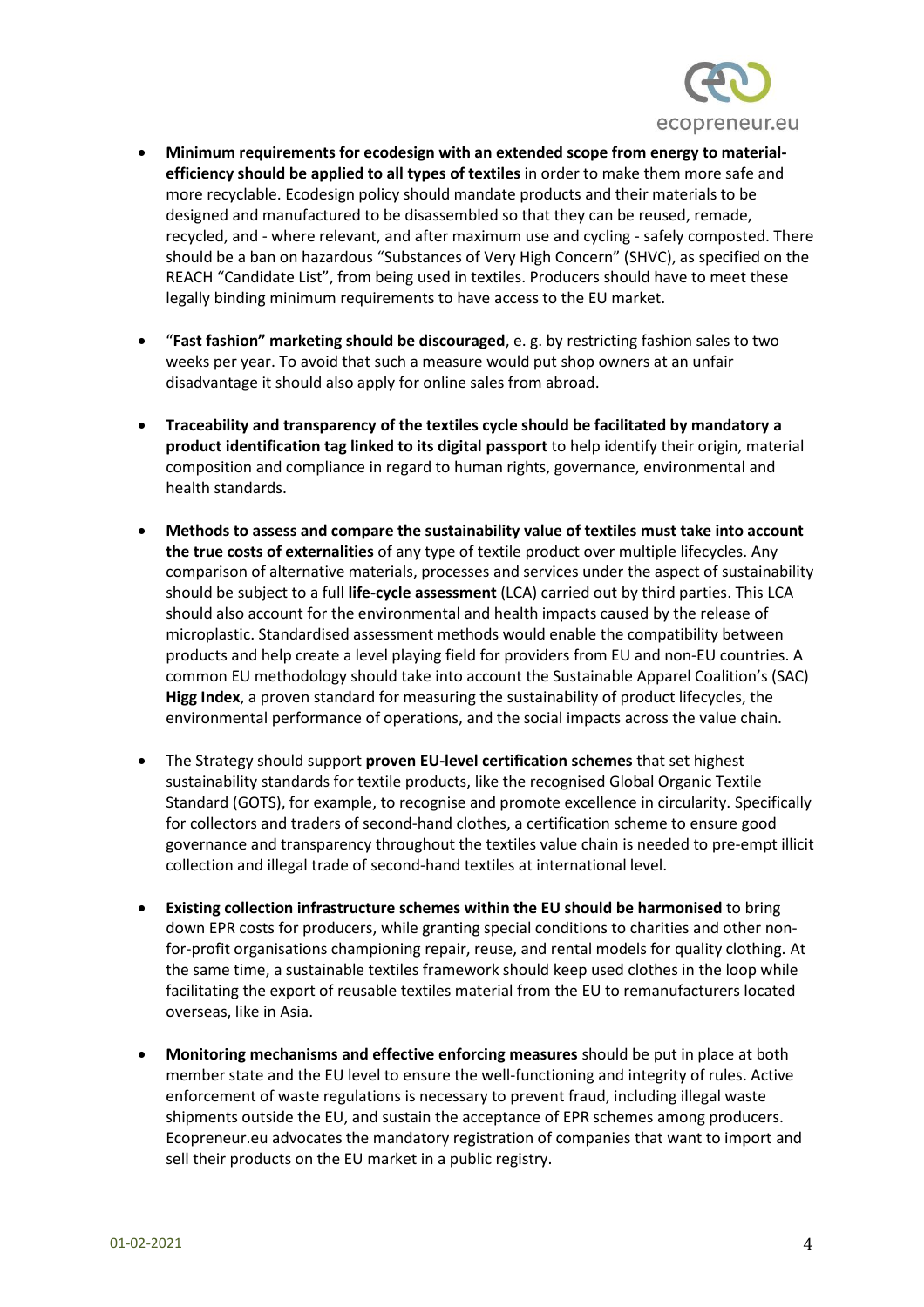- **Minimum requirements for ecodesign with an extended scope from energy to material-efficiency should be applied to all types of textiles** in order to make them more safe and more recyclable. Ecodesign policy should mandate products and their materials to be designed and manufactured to be disassembled so that they can be reused, remade, recycled, and - where relevant, and after maximum use and cycling - safely composted. There should be a ban on hazardous "Substances of Very High Concern" (SHVC), as specified on the REACH "Candidate List", from being used in textiles. Producers should have to meet these legally binding minimum requirements to have access to the EU market.

- "**Fast fashion" marketing should be discouraged**, e. g. by restricting fashion sales to two weeks per year. To avoid that such a measure would put shop owners at an unfair disadvantage it should also apply for online sales from abroad.

- **Traceability and transparency of the textiles cycle should be facilitated by mandatory a product identification tag linked to its digital passport** to help identify their origin, material composition and compliance in regard to human rights, governance, environmental and health standards.

- **Methods to assess and compare the sustainability value of textiles must take into account the true costs of externalities** of any type of textile product over multiple lifecycles. Any comparison of alternative materials, processes and services under the aspect of sustainability should be subject to a full **life-cycle assessment** (LCA) carried out by third parties. This LCA should also account for the environmental and health impacts caused by the release of microplastic. Standardised assessment methods would enable the compatibility between products and help create a level playing field for providers from EU and non-EU countries. A common EU methodology should take into account the Sustainable Apparel Coalition's (SAC) **Higg Index**, a proven standard for measuring the sustainability of product lifecycles, the environmental performance of operations, and the social impacts across the value chain.

- The Strategy should support **proven EU-level certification schemes** that set highest sustainability standards for textile products, like the recognised Global Organic Textile Standard (GOTS), for example, to recognise and promote excellence in circularity. Specifically for collectors and traders of second-hand clothes, a certification scheme to ensure good governance and transparency throughout the textiles value chain is needed to pre-empt illicit collection and illegal trade of second-hand textiles at international level.

- **Existing collection infrastructure schemes within the EU should be harmonised** to bring down EPR costs for producers, while granting special conditions to charities and other non-for-profit organisations championing repair, reuse, and rental models for quality clothing. At the same time, a sustainable textiles framework should keep used clothes in the loop while facilitating the export of reusable textiles material from the EU to remanufacturers located overseas, like in Asia.

- **Monitoring mechanisms and effective enforcing measures** should be put in place at both member state and the EU level to ensure the well-functioning and integrity of rules. Active enforcement of waste regulations is necessary to prevent fraud, including illegal waste shipments outside the EU, and sustain the acceptance of EPR schemes among producers. Ecopreneur.eu advocates the mandatory registration of companies that want to import and sell their products on the EU market in a public registry.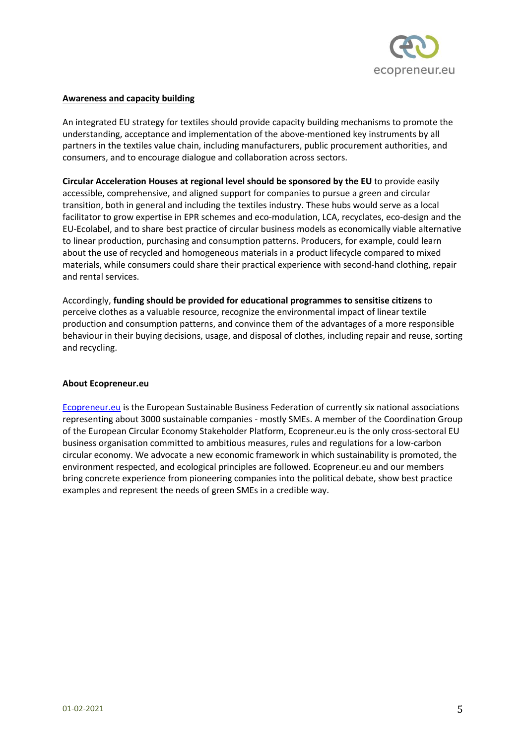**Awareness and capacity building**

An integrated EU strategy for textiles should provide capacity building mechanisms to promote the understanding, acceptance and implementation of the above-mentioned key instruments by all partners in the textiles value chain, including manufacturers, public procurement authorities, and consumers, and to encourage dialogue and collaboration across sectors.

**Circular Acceleration Houses at regional level should be sponsored by the EU** to provide easily accessible, comprehensive, and aligned support for companies to pursue a green and circular transition, both in general and including the textiles industry. These hubs would serve as a local facilitator to grow expertise in EPR schemes and eco-modulation, LCA, recyclates, eco-design and the EU-Ecolabel, and to share best practice of circular business models as economically viable alternative to linear production, purchasing and consumption patterns. Producers, for example, could learn about the use of recycled and homogeneous materials in a product lifecycle compared to mixed materials, while consumers could share their practical experience with second-hand clothing, repair and rental services.

Accordingly, **funding should be provided for educational programmes to sensitise citizens** to perceive clothes as a valuable resource, recognize the environmental impact of linear textile production and consumption patterns, and convince them of the advantages of a more responsible behaviour in their buying decisions, usage, and disposal of clothes, including repair and reuse, sorting and recycling.

**About Ecopreneur.eu**

Ecopreneur.eu is the European Sustainable Business Federation of currently six national associations representing about 3000 sustainable companies - mostly SMEs. A member of the Coordination Group of the European Circular Economy Stakeholder Platform, Ecopreneur.eu is the only cross-sectoral EU business organisation committed to ambitious measures, rules and regulations for a low-carbon circular economy. We advocate a new economic framework in which sustainability is promoted, the environment respected, and ecological principles are followed. Ecopreneur.eu and our members bring concrete experience from pioneering companies into the political debate, show best practice examples and represent the needs of green SMEs in a credible way.